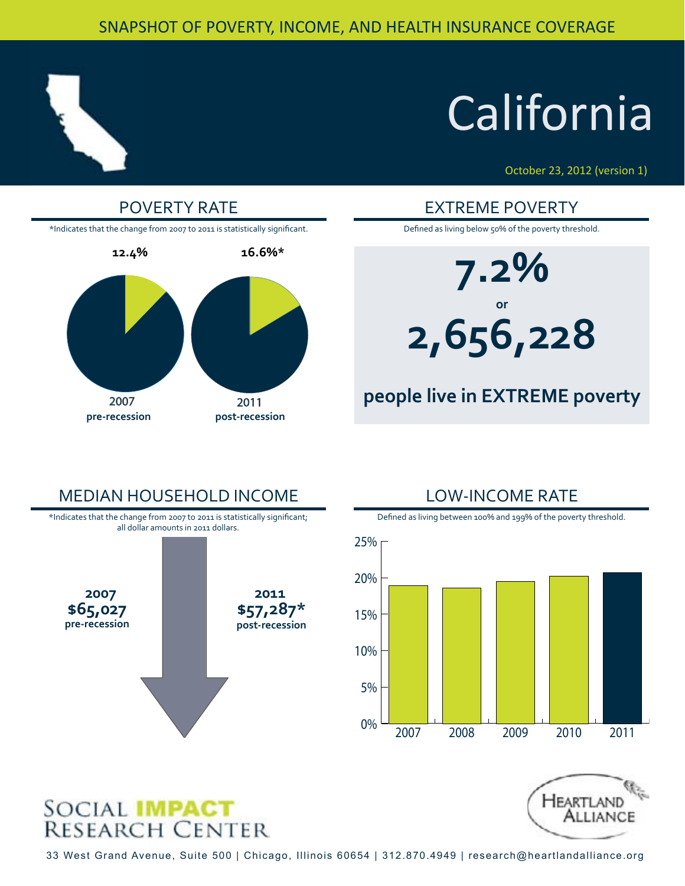SNAPSHOT OF POVERTY, INCOME, AND HEALTH INSURANCE COVERAGE

# California

October 23, 2012 (version 1)

## POVERTY RATE

*Indicates that the change from 2007 to 2011 is statistically significant.

**12.4%**

2007
**pre-recession**

**16.6%***

2011
**post-recession**

## EXTREME POVERTY

Defined as living below 50% of the poverty threshold.

**7.2%**

**or**

**2,656,228**

**people live in EXTREME poverty**

## MEDIAN HOUSEHOLD INCOME

*Indicates that the change from 2007 to 2011 is statistically significant; all dollar amounts in 2011 dollars.

**2007**
**$65,027**
**pre-recession**

**2011**
**$57,287***
**post-recession**

## LOW-INCOME RATE

Defined as living between 100% and 199% of the poverty threshold.

25%
20%
15%
10%
5%
0%

2007 2008 2009 2010 2011

SOCIAL IMPACT RESEARCH CENTER

HEARTLAND ALLIANCE

33 West Grand Avenue, Suite 500 | Chicago, Illinois 60654 | 312.870.4949 | research@heartlandalliance.org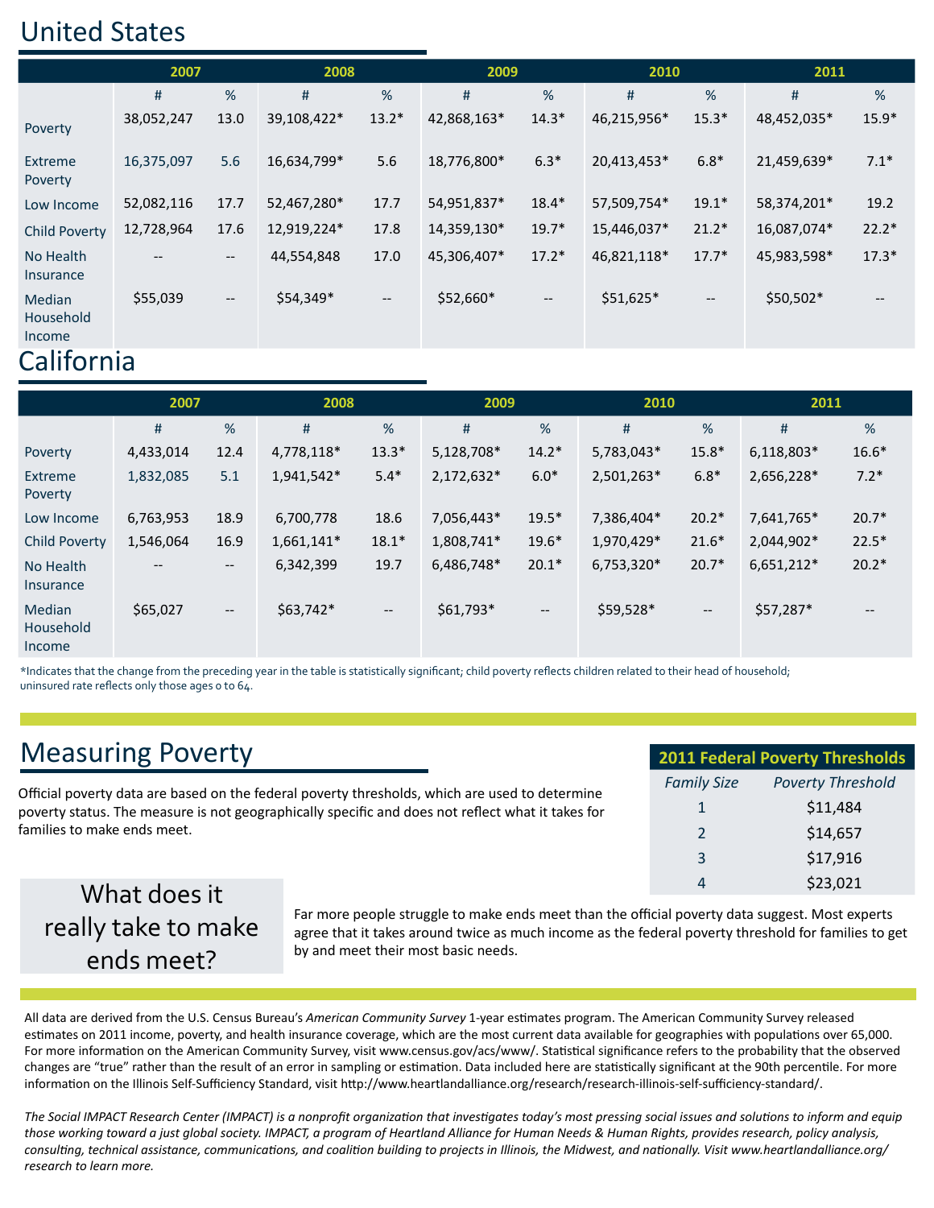# United States

| | 2007 | | 2008 | | 2009 | | 2010 | | 2011 | |
|---|---|---|---|---|---|---|---|---|---|---|
| | # | % | # | % | # | % | # | % | # | % |
| Poverty | 38,052,247 | 13.0 | 39,108,422* | 13.2* | 42,868,163* | 14.3* | 46,215,956* | 15.3* | 48,452,035* | 15.9* |
| Extreme Poverty | 16,375,097 | 5.6 | 16,634,799* | 5.6 | 18,776,800* | 6.3* | 20,413,453* | 6.8* | 21,459,639* | 7.1* |
| Low Income | 52,082,116 | 17.7 | 52,467,280* | 17.7 | 54,951,837* | 18.4* | 57,509,754* | 19.1* | 58,374,201* | 19.2 |
| Child Poverty | 12,728,964 | 17.6 | 12,919,224* | 17.8 | 14,359,130* | 19.7* | 15,446,037* | 21.2* | 16,087,074* | 22.2* |
| No Health Insurance | -- | -- | 44,554,848 | 17.0 | 45,306,407* | 17.2* | 46,821,118* | 17.7* | 45,983,598* | 17.3* |
| Median Household Income | $55,039 | -- | $54,349* | -- | $52,660* | -- | $51,625* | -- | $50,502* | -- |

# California

| | 2007 | | 2008 | | 2009 | | 2010 | | 2011 | |
|---|---|---|---|---|---|---|---|---|---|---|
| | # | % | # | % | # | % | # | % | # | % |
| Poverty | 4,433,014 | 12.4 | 4,778,118* | 13.3* | 5,128,708* | 14.2* | 5,783,043* | 15.8* | 6,118,803* | 16.6* |
| Extreme Poverty | 1,832,085 | 5.1 | 1,941,542* | 5.4* | 2,172,632* | 6.0* | 2,501,263* | 6.8* | 2,656,228* | 7.2* |
| Low Income | 6,763,953 | 18.9 | 6,700,778 | 18.6 | 7,056,443* | 19.5* | 7,386,404* | 20.2* | 7,641,765* | 20.7* |
| Child Poverty | 1,546,064 | 16.9 | 1,661,141* | 18.1* | 1,808,741* | 19.6* | 1,970,429* | 21.6* | 2,044,902* | 22.5* |
| No Health Insurance | -- | -- | 6,342,399 | 19.7 | 6,486,748* | 20.1* | 6,753,320* | 20.7* | 6,651,212* | 20.2* |
| Median Household Income | $65,027 | -- | $63,742* | -- | $61,793* | -- | $59,528* | -- | $57,287* | -- |

*Indicates that the change from the preceding year in the table is statistically significant; child poverty reflects children related to their head of household; uninsured rate reflects only those ages 0 to 64.

# Measuring Poverty

Official poverty data are based on the federal poverty thresholds, which are used to determine poverty status. The measure is not geographically specific and does not reflect what it takes for families to make ends meet.

**2011 Federal Poverty Thresholds**

| *Family Size* | *Poverty Threshold* |
|---|---|
| 1 | $11,484 |
| 2 | $14,657 |
| 3 | $17,916 |
| 4 | $23,021 |

## What does it really take to make ends meet?

Far more people struggle to make ends meet than the official poverty data suggest. Most experts agree that it takes around twice as much income as the federal poverty threshold for families to get by and meet their most basic needs.

All data are derived from the U.S. Census Bureau's *American Community Survey* 1-year estimates program. The American Community Survey released estimates on 2011 income, poverty, and health insurance coverage, which are the most current data available for geographies with populations over 65,000. For more information on the American Community Survey, visit www.census.gov/acs/www/. Statistical significance refers to the probability that the observed changes are "true" rather than the result of an error in sampling or estimation. Data included here are statistically significant at the 90th percentile. For more information on the Illinois Self-Sufficiency Standard, visit http://www.heartlandalliance.org/research/research-illinois-self-sufficiency-standard/.

*The Social IMPACT Research Center (IMPACT) is a nonprofit organization that investigates today's most pressing social issues and solutions to inform and equip those working toward a just global society. IMPACT, a program of Heartland Alliance for Human Needs & Human Rights, provides research, policy analysis, consulting, technical assistance, communications, and coalition building to projects in Illinois, the Midwest, and nationally. Visit www.heartlandalliance.org/research to learn more.*